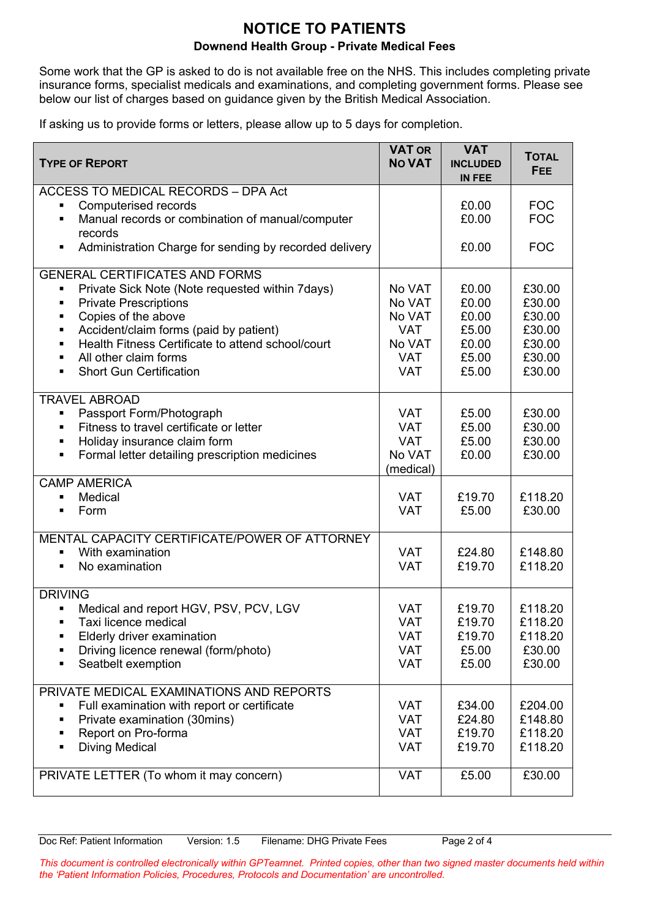# NOTICE TO PATIENTS

## Downend Health Group - Private Medical Fees

Some work that the GP is asked to do is not available free on the NHS. This includes completing private insurance forms, specialist medicals and examinations, and completing government forms. Please see below our list of charges based on guidance given by the British Medical Association.

If asking us to provide forms or letters, please allow up to 5 days for completion.

| TYPE OF REPORT | VAT OR NO VAT | VAT INCLUDED IN FEE | TOTAL FEE |
|---|---|---|---|
| **ACCESS TO MEDICAL RECORDS – DPA Act** | | | |
| ▪ Computerised records | | £0.00 | FOC |
| ▪ Manual records or combination of manual/computer records | | £0.00 | FOC |
| ▪ Administration Charge for sending by recorded delivery | | £0.00 | FOC |
| **GENERAL CERTIFICATES AND FORMS** | | | |
| ▪ Private Sick Note (Note requested within 7days) | No VAT | £0.00 | £30.00 |
| ▪ Private Prescriptions | No VAT | £0.00 | £30.00 |
| ▪ Copies of the above | No VAT | £0.00 | £30.00 |
| ▪ Accident/claim forms (paid by patient) | VAT | £5.00 | £30.00 |
| ▪ Health Fitness Certificate to attend school/court | No VAT | £0.00 | £30.00 |
| ▪ All other claim forms | VAT | £5.00 | £30.00 |
| ▪ Short Gun Certification | VAT | £5.00 | £30.00 |
| **TRAVEL ABROAD** | | | |
| ▪ Passport Form/Photograph | VAT | £5.00 | £30.00 |
| ▪ Fitness to travel certificate or letter | VAT | £5.00 | £30.00 |
| ▪ Holiday insurance claim form | VAT | £5.00 | £30.00 |
| ▪ Formal letter detailing prescription medicines | No VAT (medical) | £0.00 | £30.00 |
| **CAMP AMERICA** | | | |
| ▪ Medical | VAT | £19.70 | £118.20 |
| ▪ Form | VAT | £5.00 | £30.00 |
| **MENTAL CAPACITY CERTIFICATE/POWER OF ATTORNEY** | | | |
| ▪ With examination | VAT | £24.80 | £148.80 |
| ▪ No examination | VAT | £19.70 | £118.20 |
| **DRIVING** | | | |
| ▪ Medical and report HGV, PSV, PCV, LGV | VAT | £19.70 | £118.20 |
| ▪ Taxi licence medical | VAT | £19.70 | £118.20 |
| ▪ Elderly driver examination | VAT | £19.70 | £118.20 |
| ▪ Driving licence renewal (form/photo) | VAT | £5.00 | £30.00 |
| ▪ Seatbelt exemption | VAT | £5.00 | £30.00 |
| **PRIVATE MEDICAL EXAMINATIONS AND REPORTS** | | | |
| ▪ Full examination with report or certificate | VAT | £34.00 | £204.00 |
| ▪ Private examination (30mins) | VAT | £24.80 | £148.80 |
| ▪ Report on Pro-forma | VAT | £19.70 | £118.20 |
| ▪ Diving Medical | VAT | £19.70 | £118.20 |
| **PRIVATE LETTER (To whom it may concern)** | VAT | £5.00 | £30.00 |

Doc Ref: Patient Information  Version: 1.5  Filename: DHG Private Fees

*This document is controlled electronically within GPTeamnet. Printed copies, other than two signed master documents held within the 'Patient Information Policies, Procedures, Protocols and Documentation' are uncontrolled.*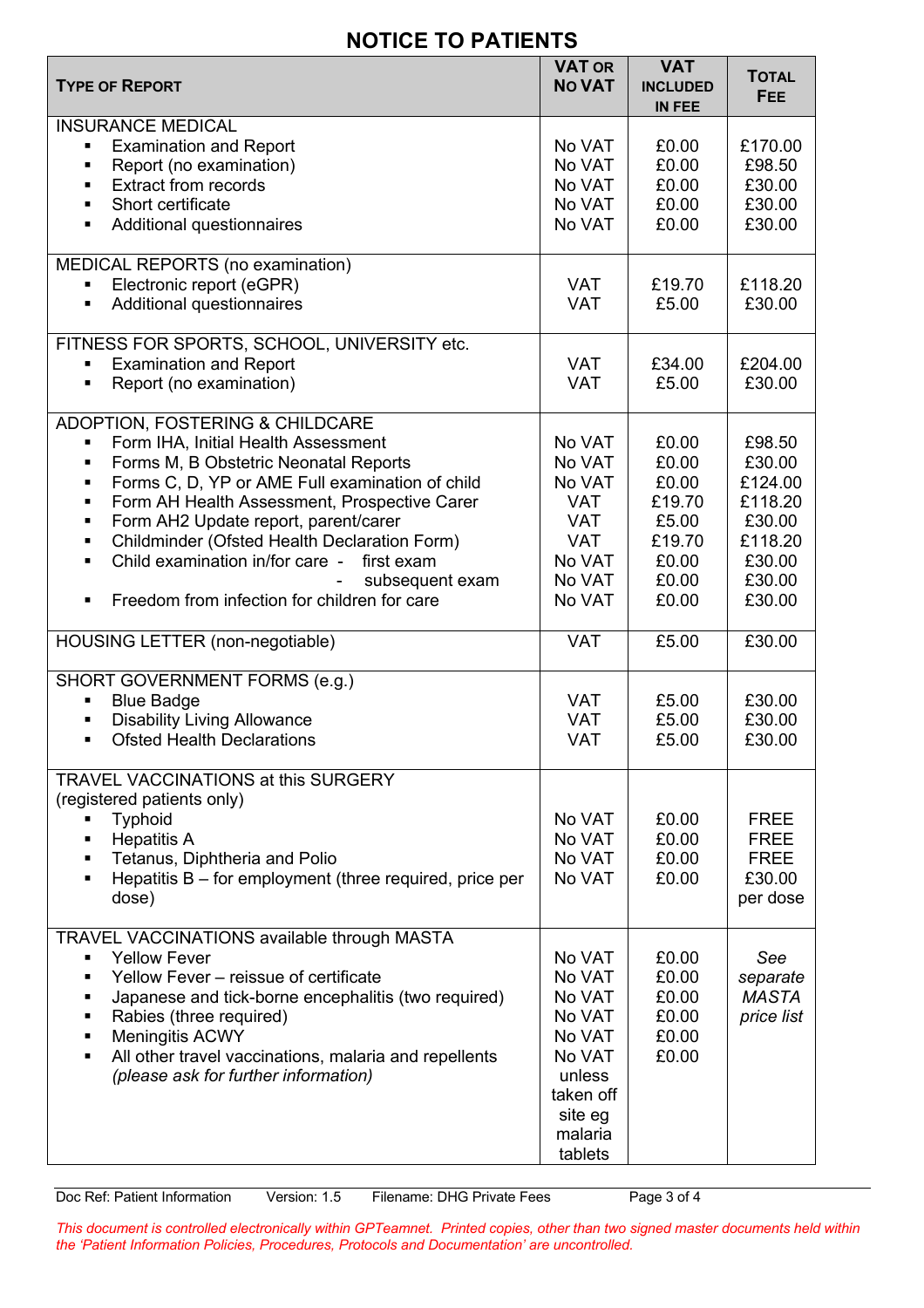# NOTICE TO PATIENTS

| TYPE OF REPORT | VAT OR NO VAT | VAT INCLUDED IN FEE | TOTAL FEE |
|---|---|---|---|
| **INSURANCE MEDICAL** | | | |
| ▪ Examination and Report | No VAT | £0.00 | £170.00 |
| ▪ Report (no examination) | No VAT | £0.00 | £98.50 |
| ▪ Extract from records | No VAT | £0.00 | £30.00 |
| ▪ Short certificate | No VAT | £0.00 | £30.00 |
| ▪ Additional questionnaires | No VAT | £0.00 | £30.00 |
| **MEDICAL REPORTS (no examination)** | | | |
| ▪ Electronic report (eGPR) | VAT | £19.70 | £118.20 |
| ▪ Additional questionnaires | VAT | £5.00 | £30.00 |
| **FITNESS FOR SPORTS, SCHOOL, UNIVERSITY etc.** | | | |
| ▪ Examination and Report | VAT | £34.00 | £204.00 |
| ▪ Report (no examination) | VAT | £5.00 | £30.00 |
| **ADOPTION, FOSTERING & CHILDCARE** | | | |
| ▪ Form IHA, Initial Health Assessment | No VAT | £0.00 | £98.50 |
| ▪ Forms M, B Obstetric Neonatal Reports | No VAT | £0.00 | £30.00 |
| ▪ Forms C, D, YP or AME Full examination of child | No VAT | £0.00 | £124.00 |
| ▪ Form AH Health Assessment, Prospective Carer | VAT | £19.70 | £118.20 |
| ▪ Form AH2 Update report, parent/carer | VAT | £5.00 | £30.00 |
| ▪ Childminder (Ofsted Health Declaration Form) | VAT | £19.70 | £118.20 |
| ▪ Child examination in/for care - first exam | No VAT | £0.00 | £30.00 |
| - subsequent exam | No VAT | £0.00 | £30.00 |
| ▪ Freedom from infection for children for care | No VAT | £0.00 | £30.00 |
| **HOUSING LETTER (non-negotiable)** | VAT | £5.00 | £30.00 |
| **SHORT GOVERNMENT FORMS (e.g.)** | | | |
| ▪ Blue Badge | VAT | £5.00 | £30.00 |
| ▪ Disability Living Allowance | VAT | £5.00 | £30.00 |
| ▪ Ofsted Health Declarations | VAT | £5.00 | £30.00 |
| **TRAVEL VACCINATIONS at this SURGERY (registered patients only)** | | | |
| ▪ Typhoid | No VAT | £0.00 | FREE |
| ▪ Hepatitis A | No VAT | £0.00 | FREE |
| ▪ Tetanus, Diphtheria and Polio | No VAT | £0.00 | FREE |
| ▪ Hepatitis B – for employment (three required, price per dose) | No VAT | £0.00 | £30.00 per dose |
| **TRAVEL VACCINATIONS available through MASTA** | | | *See separate MASTA price list* |
| ▪ Yellow Fever | No VAT | £0.00 | |
| ▪ Yellow Fever – reissue of certificate | No VAT | £0.00 | |
| ▪ Japanese and tick-borne encephalitis (two required) | No VAT | £0.00 | |
| ▪ Rabies (three required) | No VAT | £0.00 | |
| ▪ Meningitis ACWY | No VAT | £0.00 | |
| ▪ All other travel vaccinations, malaria and repellents *(please ask for further information)* | No VAT unless taken off site eg malaria tablets | £0.00 | |

Doc Ref: Patient Information  Version: 1.5  Filename: DHG Private Fees

*This document is controlled electronically within GPTeamnet. Printed copies, other than two signed master documents held within the 'Patient Information Policies, Procedures, Protocols and Documentation' are uncontrolled.*